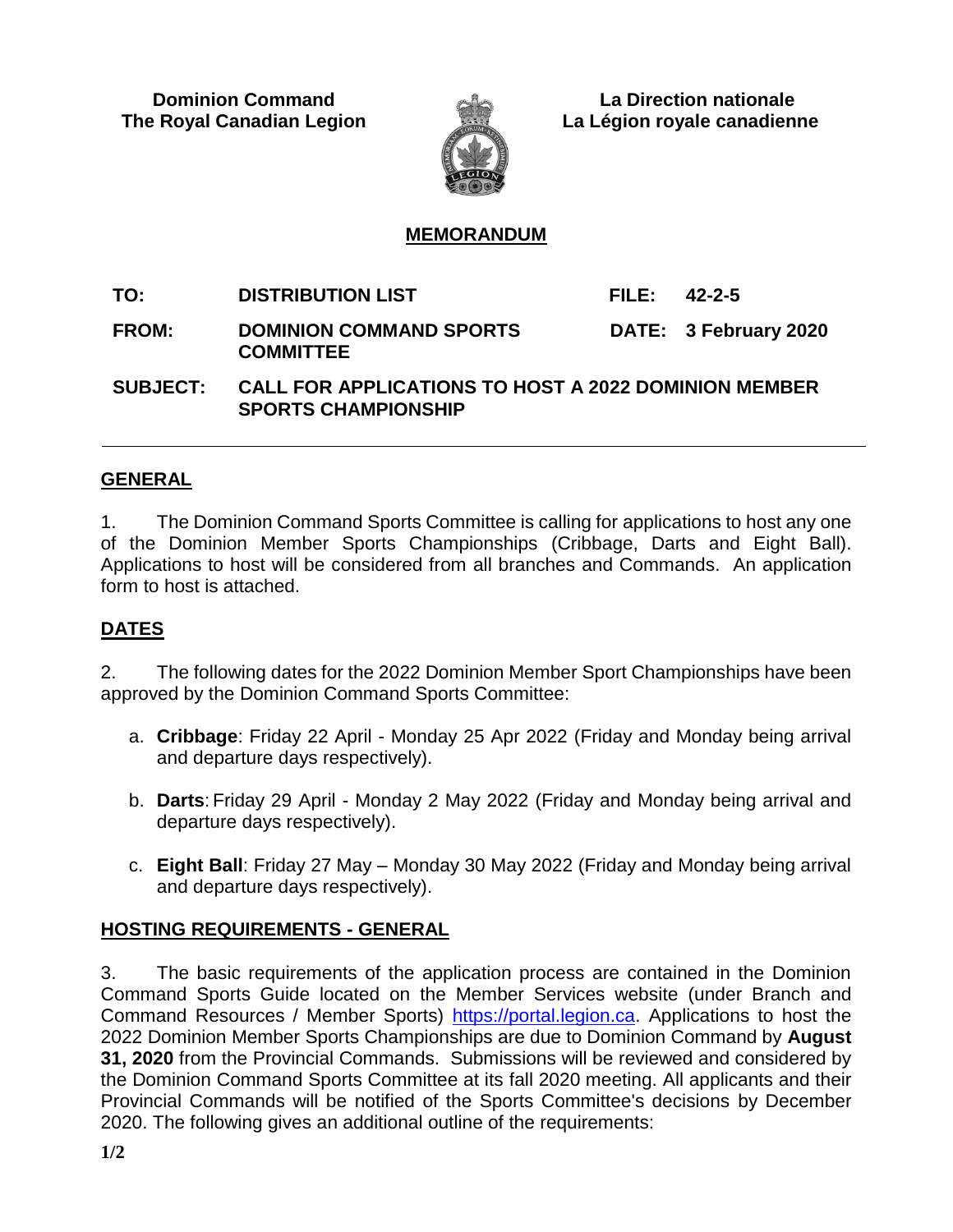**Dominion Command**
**The Royal Canadian Legion**

**La Direction nationale**
**La Légion royale canadienne**

# MEMORANDUM

| | | | |
|---|---|---|---|
| **TO:** | **DISTRIBUTION LIST** | **FILE:** | **42-2-5** |
| **FROM:** | **DOMINION COMMAND SPORTS COMMITTEE** | **DATE:** | **3 February 2020** |
| **SUBJECT:** | **CALL FOR APPLICATIONS TO HOST A 2022 DOMINION MEMBER SPORTS CHAMPIONSHIP** | | |

---

## GENERAL

1. The Dominion Command Sports Committee is calling for applications to host any one of the Dominion Member Sports Championships (Cribbage, Darts and Eight Ball). Applications to host will be considered from all branches and Commands. An application form to host is attached.

## DATES

2. The following dates for the 2022 Dominion Member Sport Championships have been approved by the Dominion Command Sports Committee:

   a. **Cribbage**: Friday 22 April - Monday 25 Apr 2022 (Friday and Monday being arrival and departure days respectively).

   b. **Darts**: Friday 29 April - Monday 2 May 2022 (Friday and Monday being arrival and departure days respectively).

   c. **Eight Ball**: Friday 27 May – Monday 30 May 2022 (Friday and Monday being arrival and departure days respectively).

## HOSTING REQUIREMENTS - GENERAL

3. The basic requirements of the application process are contained in the Dominion Command Sports Guide located on the Member Services website (under Branch and Command Resources / Member Sports) https://portal.legion.ca. Applications to host the 2022 Dominion Member Sports Championships are due to Dominion Command by **August 31, 2020** from the Provincial Commands. Submissions will be reviewed and considered by the Dominion Command Sports Committee at its fall 2020 meeting. All applicants and their Provincial Commands will be notified of the Sports Committee's decisions by December 2020. The following gives an additional outline of the requirements: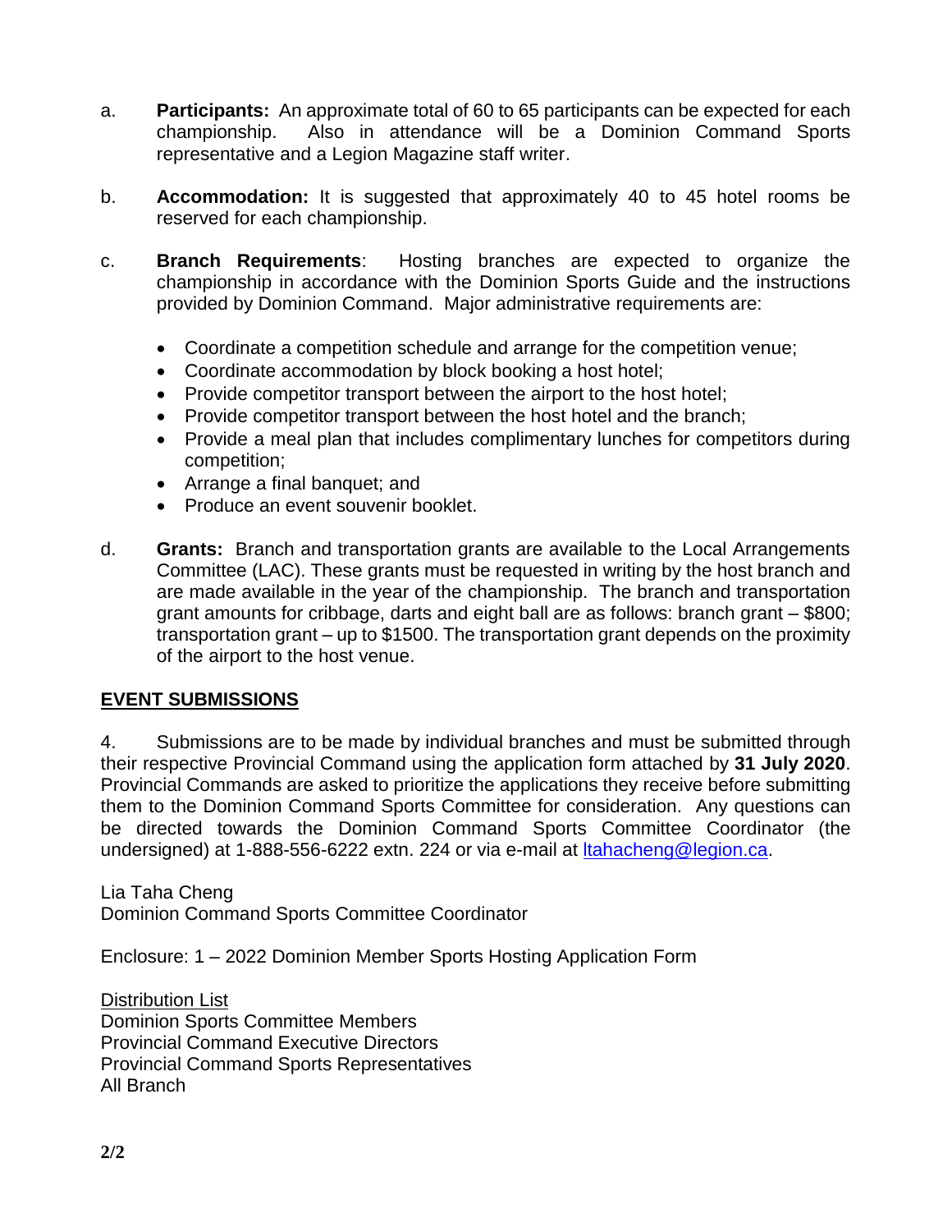a. **Participants:** An approximate total of 60 to 65 participants can be expected for each championship. Also in attendance will be a Dominion Command Sports representative and a Legion Magazine staff writer.

b. **Accommodation:** It is suggested that approximately 40 to 45 hotel rooms be reserved for each championship.

c. **Branch Requirements**: Hosting branches are expected to organize the championship in accordance with the Dominion Sports Guide and the instructions provided by Dominion Command. Major administrative requirements are:

- Coordinate a competition schedule and arrange for the competition venue;
- Coordinate accommodation by block booking a host hotel;
- Provide competitor transport between the airport to the host hotel;
- Provide competitor transport between the host hotel and the branch;
- Provide a meal plan that includes complimentary lunches for competitors during competition;
- Arrange a final banquet; and
- Produce an event souvenir booklet.

d. **Grants:** Branch and transportation grants are available to the Local Arrangements Committee (LAC). These grants must be requested in writing by the host branch and are made available in the year of the championship. The branch and transportation grant amounts for cribbage, darts and eight ball are as follows: branch grant – $800; transportation grant – up to $1500. The transportation grant depends on the proximity of the airport to the host venue.

## EVENT SUBMISSIONS

4. Submissions are to be made by individual branches and must be submitted through their respective Provincial Command using the application form attached by **31 July 2020**. Provincial Commands are asked to prioritize the applications they receive before submitting them to the Dominion Command Sports Committee for consideration. Any questions can be directed towards the Dominion Command Sports Committee Coordinator (the undersigned) at 1-888-556-6222 extn. 224 or via e-mail at ltahacheng@legion.ca.

Lia Taha Cheng
Dominion Command Sports Committee Coordinator

Enclosure: 1 – 2022 Dominion Member Sports Hosting Application Form

Distribution List
Dominion Sports Committee Members
Provincial Command Executive Directors
Provincial Command Sports Representatives
All Branch